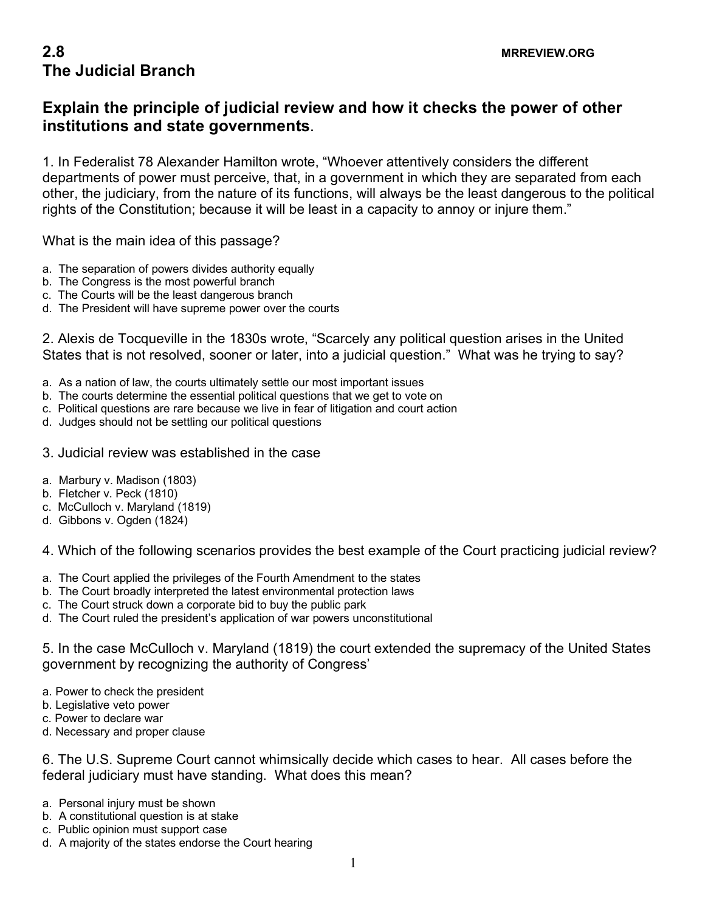# 2.8 The Judicial Branch

MRREVIEW.ORG

## Explain the principle of judicial review and how it checks the power of other institutions and state governments.

1. In Federalist 78 Alexander Hamilton wrote, "Whoever attentively considers the different departments of power must perceive, that, in a government in which they are separated from each other, the judiciary, from the nature of its functions, will always be the least dangerous to the political rights of the Constitution; because it will be least in a capacity to annoy or injure them."

What is the main idea of this passage?

a. The separation of powers divides authority equally
b. The Congress is the most powerful branch
c. The Courts will be the least dangerous branch
d. The President will have supreme power over the courts

2. Alexis de Tocqueville in the 1830s wrote, "Scarcely any political question arises in the United States that is not resolved, sooner or later, into a judicial question." What was he trying to say?

a. As a nation of law, the courts ultimately settle our most important issues
b. The courts determine the essential political questions that we get to vote on
c. Political questions are rare because we live in fear of litigation and court action
d. Judges should not be settling our political questions

3. Judicial review was established in the case

a. Marbury v. Madison (1803)
b. Fletcher v. Peck (1810)
c. McCulloch v. Maryland (1819)
d. Gibbons v. Ogden (1824)

4. Which of the following scenarios provides the best example of the Court practicing judicial review?

a. The Court applied the privileges of the Fourth Amendment to the states
b. The Court broadly interpreted the latest environmental protection laws
c. The Court struck down a corporate bid to buy the public park
d. The Court ruled the president's application of war powers unconstitutional

5. In the case McCulloch v. Maryland (1819) the court extended the supremacy of the United States government by recognizing the authority of Congress'

a. Power to check the president
b. Legislative veto power
c. Power to declare war
d. Necessary and proper clause

6. The U.S. Supreme Court cannot whimsically decide which cases to hear. All cases before the federal judiciary must have standing. What does this mean?

a. Personal injury must be shown
b. A constitutional question is at stake
c. Public opinion must support case
d. A majority of the states endorse the Court hearing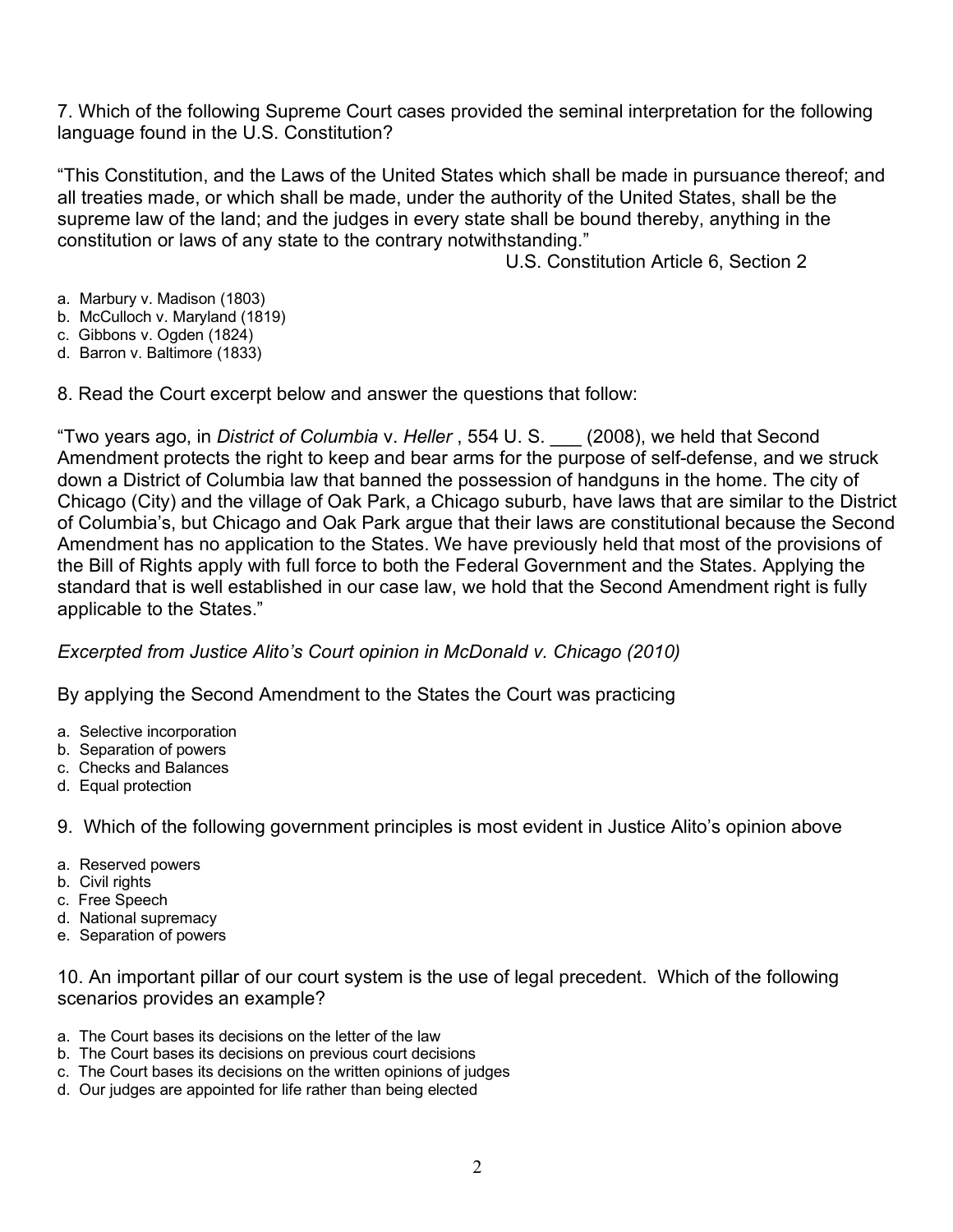7. Which of the following Supreme Court cases provided the seminal interpretation for the following language found in the U.S. Constitution?

"This Constitution, and the Laws of the United States which shall be made in pursuance thereof; and all treaties made, or which shall be made, under the authority of the United States, shall be the supreme law of the land; and the judges in every state shall be bound thereby, anything in the constitution or laws of any state to the contrary notwithstanding."

U.S. Constitution Article 6, Section 2

a. Marbury v. Madison (1803)
b. McCulloch v. Maryland (1819)
c. Gibbons v. Ogden (1824)
d. Barron v. Baltimore (1833)

8. Read the Court excerpt below and answer the questions that follow:

"Two years ago, in *District of Columbia* v. *Heller* , 554 U. S. ___ (2008), we held that Second Amendment protects the right to keep and bear arms for the purpose of self-defense, and we struck down a District of Columbia law that banned the possession of handguns in the home. The city of Chicago (City) and the village of Oak Park, a Chicago suburb, have laws that are similar to the District of Columbia's, but Chicago and Oak Park argue that their laws are constitutional because the Second Amendment has no application to the States. We have previously held that most of the provisions of the Bill of Rights apply with full force to both the Federal Government and the States. Applying the standard that is well established in our case law, we hold that the Second Amendment right is fully applicable to the States."

*Excerpted from Justice Alito's Court opinion in McDonald v. Chicago (2010)*

By applying the Second Amendment to the States the Court was practicing

a. Selective incorporation
b. Separation of powers
c. Checks and Balances
d. Equal protection

9. Which of the following government principles is most evident in Justice Alito's opinion above

a. Reserved powers
b. Civil rights
c. Free Speech
d. National supremacy
e. Separation of powers

10. An important pillar of our court system is the use of legal precedent. Which of the following scenarios provides an example?

a. The Court bases its decisions on the letter of the law
b. The Court bases its decisions on previous court decisions
c. The Court bases its decisions on the written opinions of judges
d. Our judges are appointed for life rather than being elected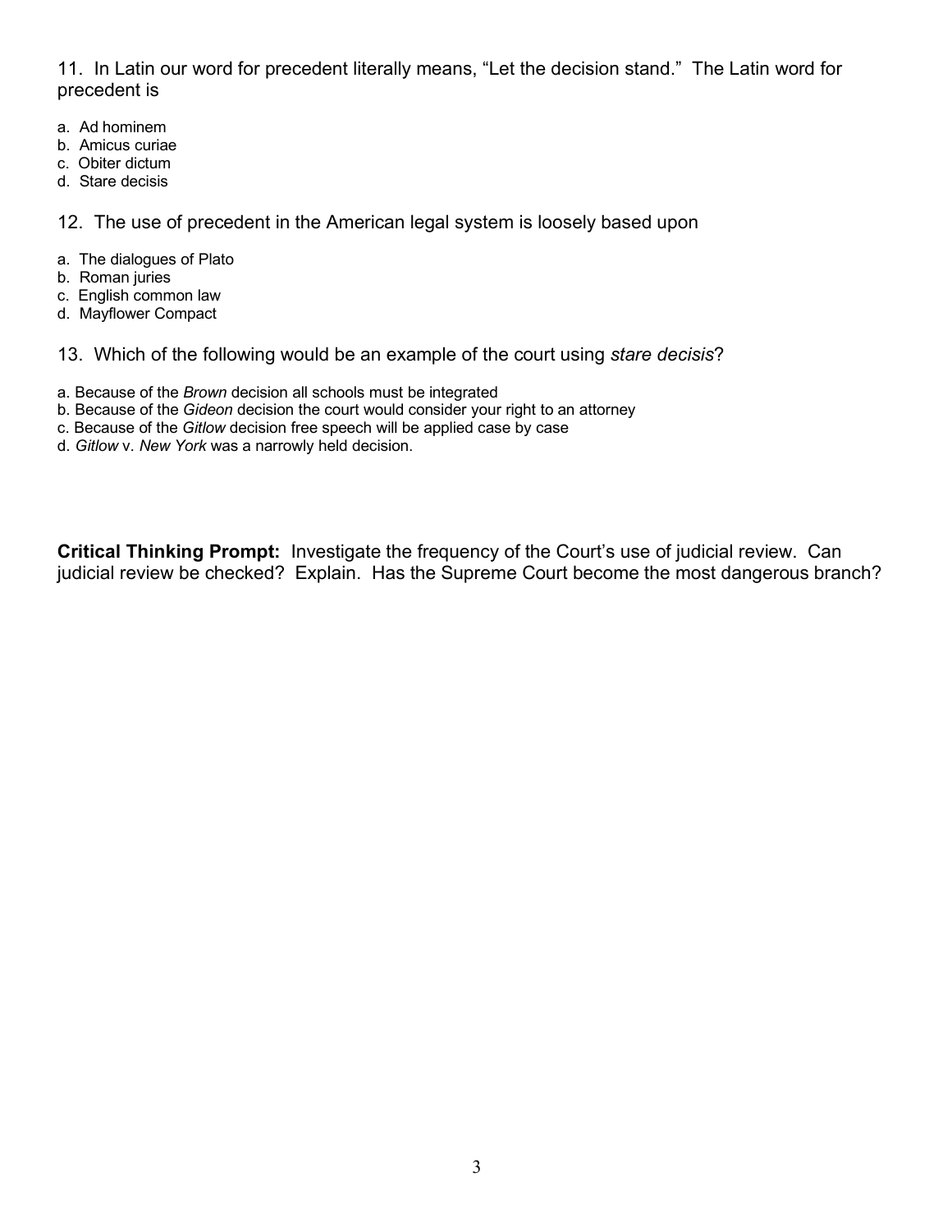11. In Latin our word for precedent literally means, “Let the decision stand.” The Latin word for precedent is

a. Ad hominem
b. Amicus curiae
c. Obiter dictum
d. Stare decisis

12. The use of precedent in the American legal system is loosely based upon

a. The dialogues of Plato
b. Roman juries
c. English common law
d. Mayflower Compact

13. Which of the following would be an example of the court using *stare decisis*?

a. Because of the *Brown* decision all schools must be integrated
b. Because of the *Gideon* decision the court would consider your right to an attorney
c. Because of the *Gitlow* decision free speech will be applied case by case
d. *Gitlow* v. *New York* was a narrowly held decision.

**Critical Thinking Prompt:** Investigate the frequency of the Court’s use of judicial review. Can judicial review be checked? Explain. Has the Supreme Court become the most dangerous branch?